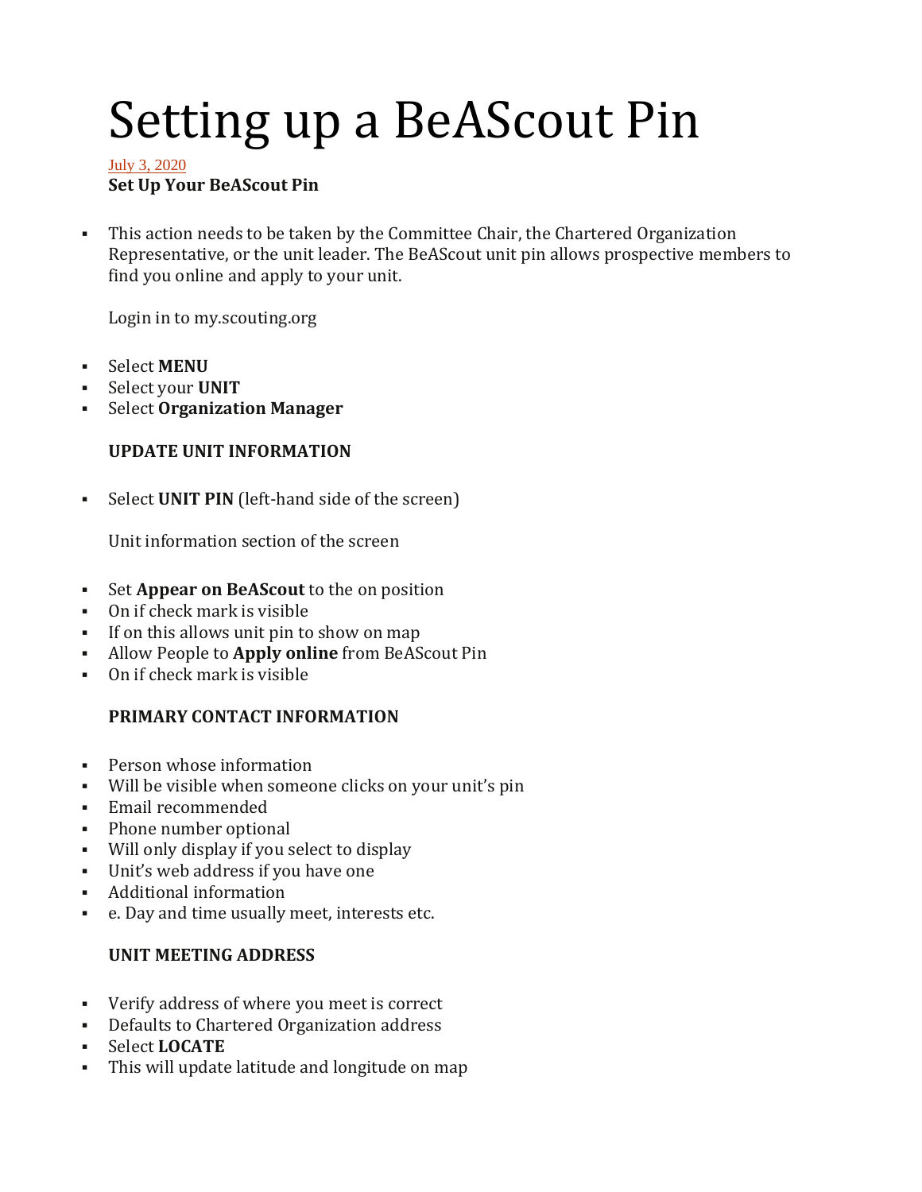# Setting up a BeAScout Pin

July 3, 2020

**Set Up Your BeAScout Pin**

- This action needs to be taken by the Committee Chair, the Chartered Organization Representative, or the unit leader. The BeAScout unit pin allows prospective members to find you online and apply to your unit.

  Login in to my.scouting.org

- Select **MENU**
- Select your **UNIT**
- Select **Organization Manager**

  **UPDATE UNIT INFORMATION**

- Select **UNIT PIN** (left-hand side of the screen)

  Unit information section of the screen

- Set **Appear on BeAScout** to the on position
- On if check mark is visible
- If on this allows unit pin to show on map
- Allow People to **Apply online** from BeAScout Pin
- On if check mark is visible

  **PRIMARY CONTACT INFORMATION**

- Person whose information
- Will be visible when someone clicks on your unit's pin
- Email recommended
- Phone number optional
- Will only display if you select to display
- Unit's web address if you have one
- Additional information
- e. Day and time usually meet, interests etc.

  **UNIT MEETING ADDRESS**

- Verify address of where you meet is correct
- Defaults to Chartered Organization address
- Select **LOCATE**
- This will update latitude and longitude on map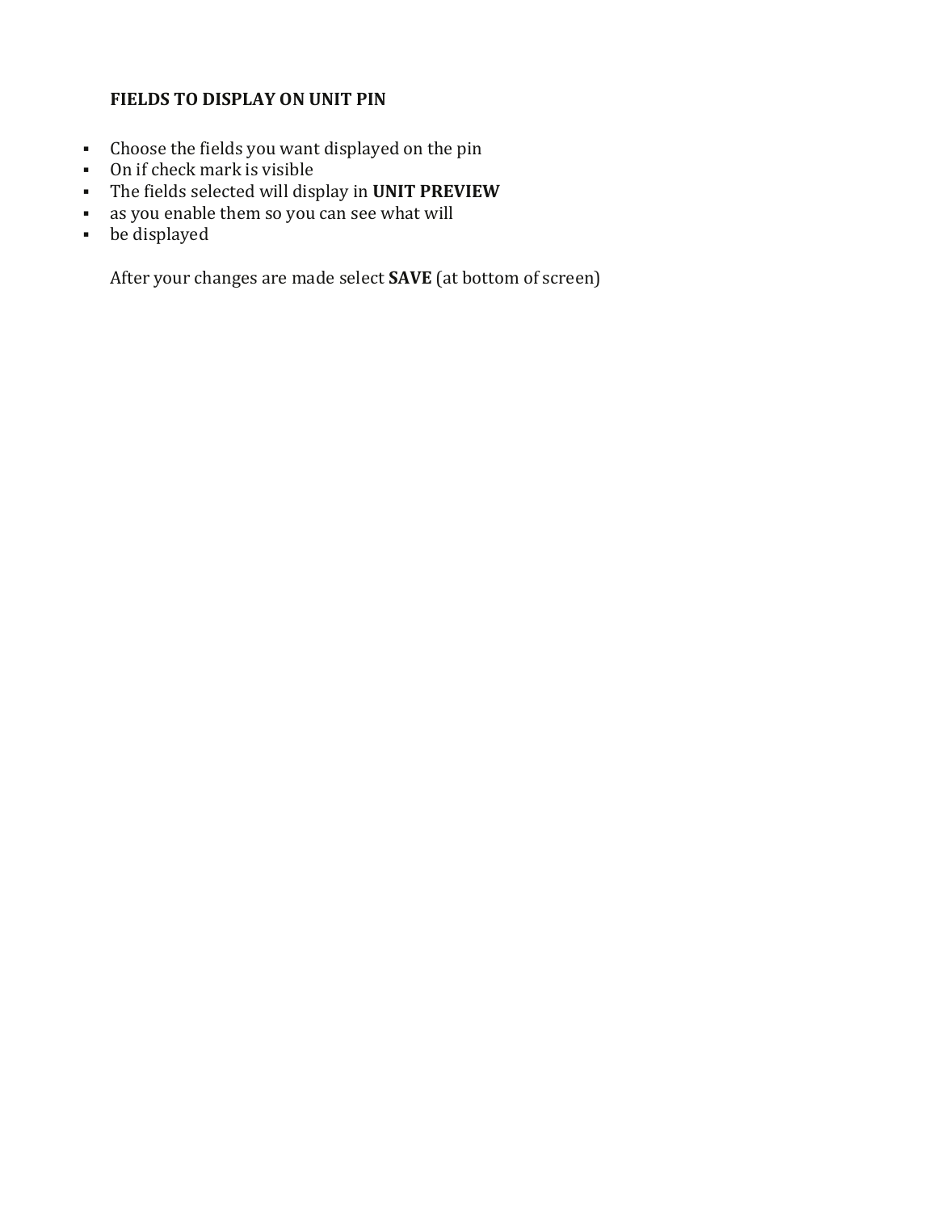**FIELDS TO DISPLAY ON UNIT PIN**

- Choose the fields you want displayed on the pin
- On if check mark is visible
- The fields selected will display in **UNIT PREVIEW**
- as you enable them so you can see what will
- be displayed

After your changes are made select **SAVE** (at bottom of screen)